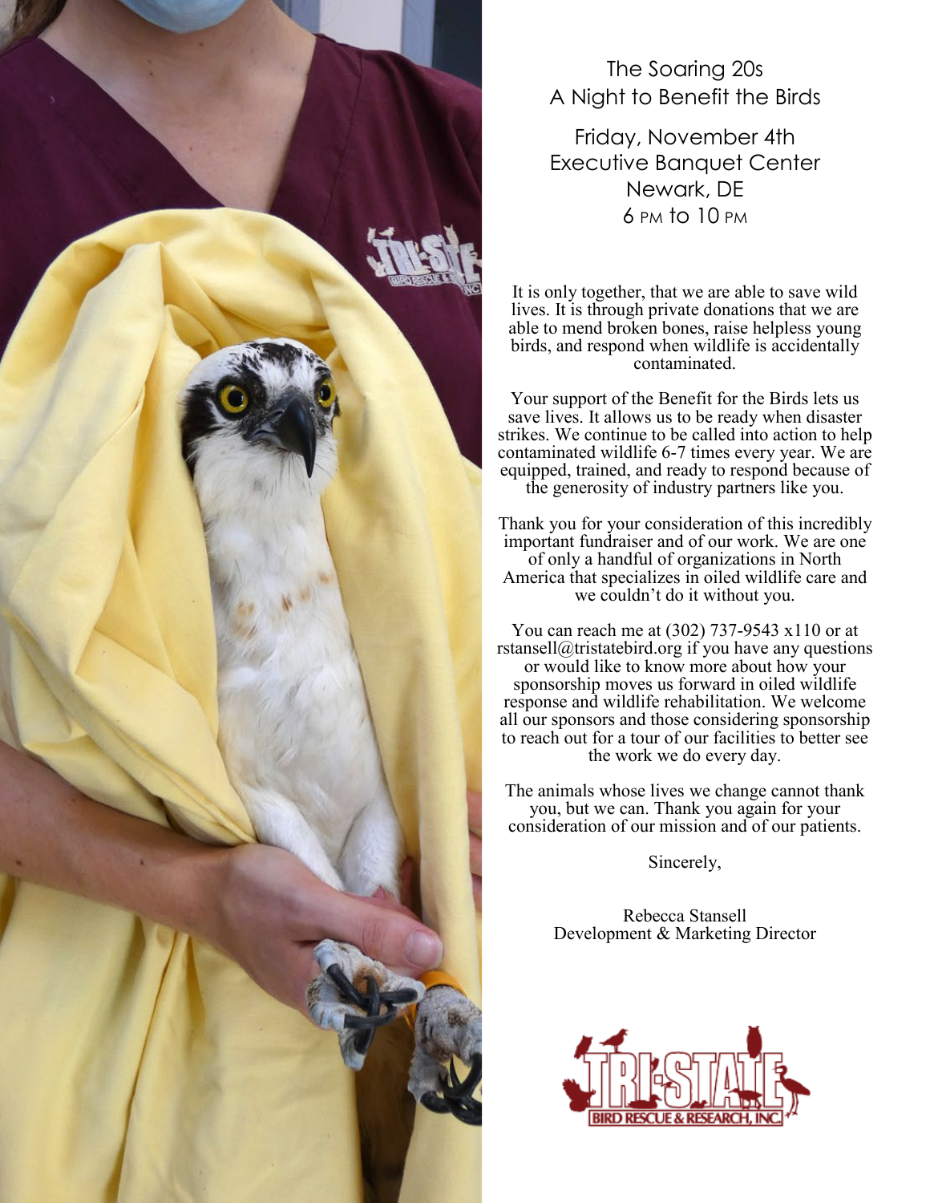# The Soaring 20s
## A Night to Benefit the Birds

Friday, November 4th
Executive Banquet Center
Newark, DE
6 PM to 10 PM

It is only together, that we are able to save wild lives. It is through private donations that we are able to mend broken bones, raise helpless young birds, and respond when wildlife is accidentally contaminated.

Your support of the Benefit for the Birds lets us save lives. It allows us to be ready when disaster strikes. We continue to be called into action to help contaminated wildlife 6-7 times every year. We are equipped, trained, and ready to respond because of the generosity of industry partners like you.

Thank you for your consideration of this incredibly important fundraiser and of our work. We are one of only a handful of organizations in North America that specializes in oiled wildlife care and we couldn't do it without you.

You can reach me at (302) 737-9543 x110 or at rstansell@tristatebird.org if you have any questions or would like to know more about how your sponsorship moves us forward in oiled wildlife response and wildlife rehabilitation. We welcome all our sponsors and those considering sponsorship to reach out for a tour of our facilities to better see the work we do every day.

The animals whose lives we change cannot thank you, but we can. Thank you again for your consideration of our mission and of our patients.

Sincerely,

Rebecca Stansell
Development & Marketing Director

TRI-STATE BIRD RESCUE & RESEARCH, INC.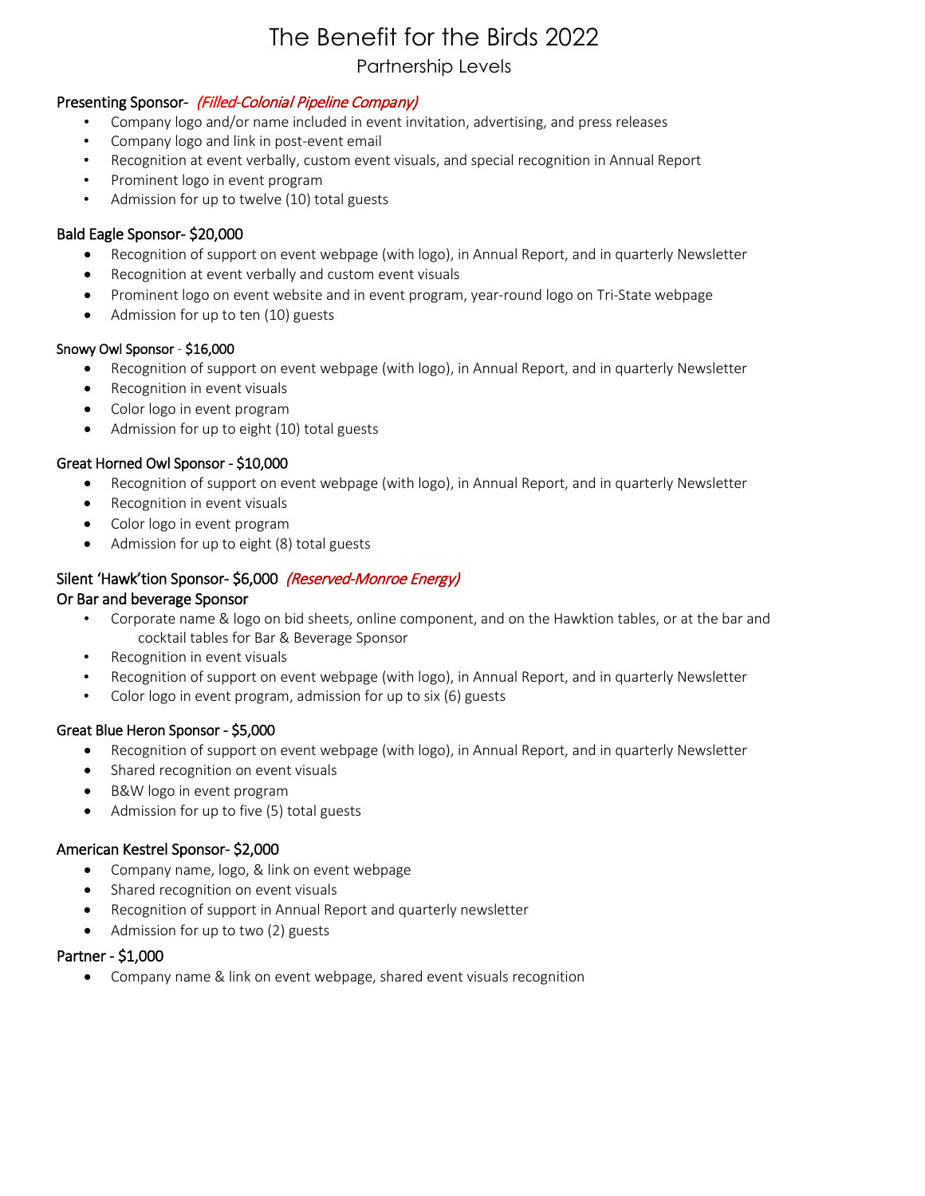# The Benefit for the Birds 2022

## Partnership Levels

### Presenting Sponsor- *(Filled-Colonial Pipeline Company)*

- Company logo and/or name included in event invitation, advertising, and press releases
- Company logo and link in post-event email
- Recognition at event verbally, custom event visuals, and special recognition in Annual Report
- Prominent logo in event program
- Admission for up to twelve (10) total guests

### Bald Eagle Sponsor- $20,000

- Recognition of support on event webpage (with logo), in Annual Report, and in quarterly Newsletter
- Recognition at event verbally and custom event visuals
- Prominent logo on event website and in event program, year-round logo on Tri-State webpage
- Admission for up to ten (10) guests

### Snowy Owl Sponsor - $16,000

- Recognition of support on event webpage (with logo), in Annual Report, and in quarterly Newsletter
- Recognition in event visuals
- Color logo in event program
- Admission for up to eight (10) total guests

### Great Horned Owl Sponsor - $10,000

- Recognition of support on event webpage (with logo), in Annual Report, and in quarterly Newsletter
- Recognition in event visuals
- Color logo in event program
- Admission for up to eight (8) total guests

### Silent 'Hawk'tion Sponsor- $6,000 *(Reserved-Monroe Energy)*
### Or Bar and beverage Sponsor

- Corporate name & logo on bid sheets, online component, and on the Hawktion tables, or at the bar and cocktail tables for Bar & Beverage Sponsor
- Recognition in event visuals
- Recognition of support on event webpage (with logo), in Annual Report, and in quarterly Newsletter
- Color logo in event program, admission for up to six (6) guests

### Great Blue Heron Sponsor - $5,000

- Recognition of support on event webpage (with logo), in Annual Report, and in quarterly Newsletter
- Shared recognition on event visuals
- B&W logo in event program
- Admission for up to five (5) total guests

### American Kestrel Sponsor- $2,000

- Company name, logo, & link on event webpage
- Shared recognition on event visuals
- Recognition of support in Annual Report and quarterly newsletter
- Admission for up to two (2) guests

### Partner - $1,000

- Company name & link on event webpage, shared event visuals recognition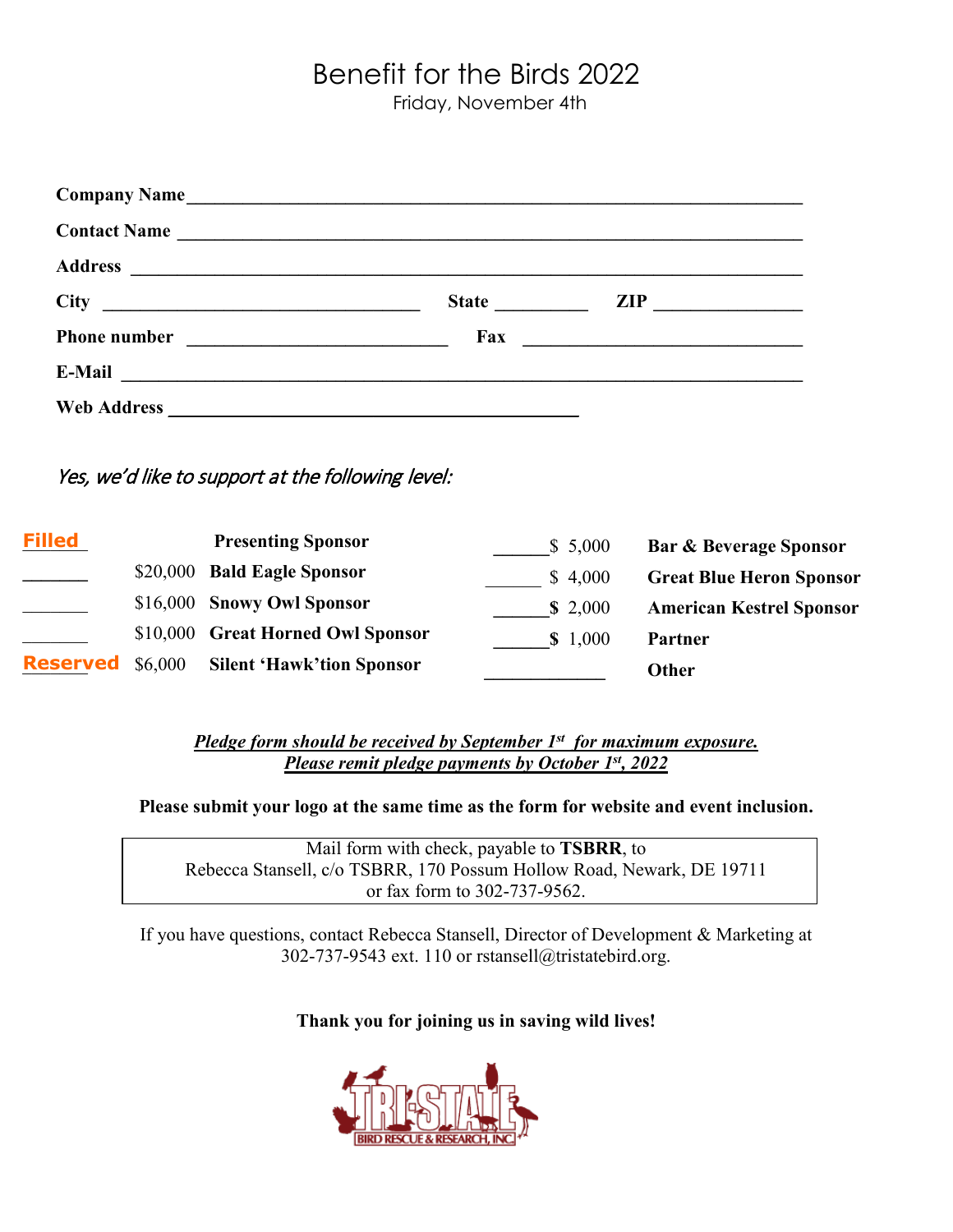# Benefit for the Birds 2022

Friday, November 4th

**Company Name** ___________________________________________

**Contact Name** ___________________________________________

**Address** ___________________________________________

**City** ______________________ **State** __________ **ZIP** ______________

**Phone number** ______________________ **Fax** ______________________

**E-Mail** ___________________________________________

**Web Address** ______________________________

*Yes, we'd like to support at the following level:*

| | | | | | |
|---|---|---|---|---|---|
| **Filled** | | **Presenting Sponsor** | ______$ 5,000 | **Bar & Beverage Sponsor** |
| _______ | $20,000 | **Bald Eagle Sponsor** | ______$ 4,000 | **Great Blue Heron Sponsor** |
| _______ | $16,000 | **Snowy Owl Sponsor** | ______$ 2,000 | **American Kestrel Sponsor** |
| _______ | $10,000 | **Great Horned Owl Sponsor** | ______$ 1,000 | **Partner** |
| **Reserved** | $6,000 | **Silent 'Hawk'tion Sponsor** | ____________ | **Other** |

***Pledge form should be received by September 1st for maximum exposure.***
***Please remit pledge payments by October 1st, 2022***

**Please submit your logo at the same time as the form for website and event inclusion.**

Mail form with check, payable to **TSBRR**, to
Rebecca Stansell, c/o TSBRR, 170 Possum Hollow Road, Newark, DE 19711
or fax form to 302-737-9562.

If you have questions, contact Rebecca Stansell, Director of Development & Marketing at 302-737-9543 ext. 110 or rstansell@tristatebird.org.

**Thank you for joining us in saving wild lives!**

TRI-STATE BIRD RESCUE & RESEARCH, INC.